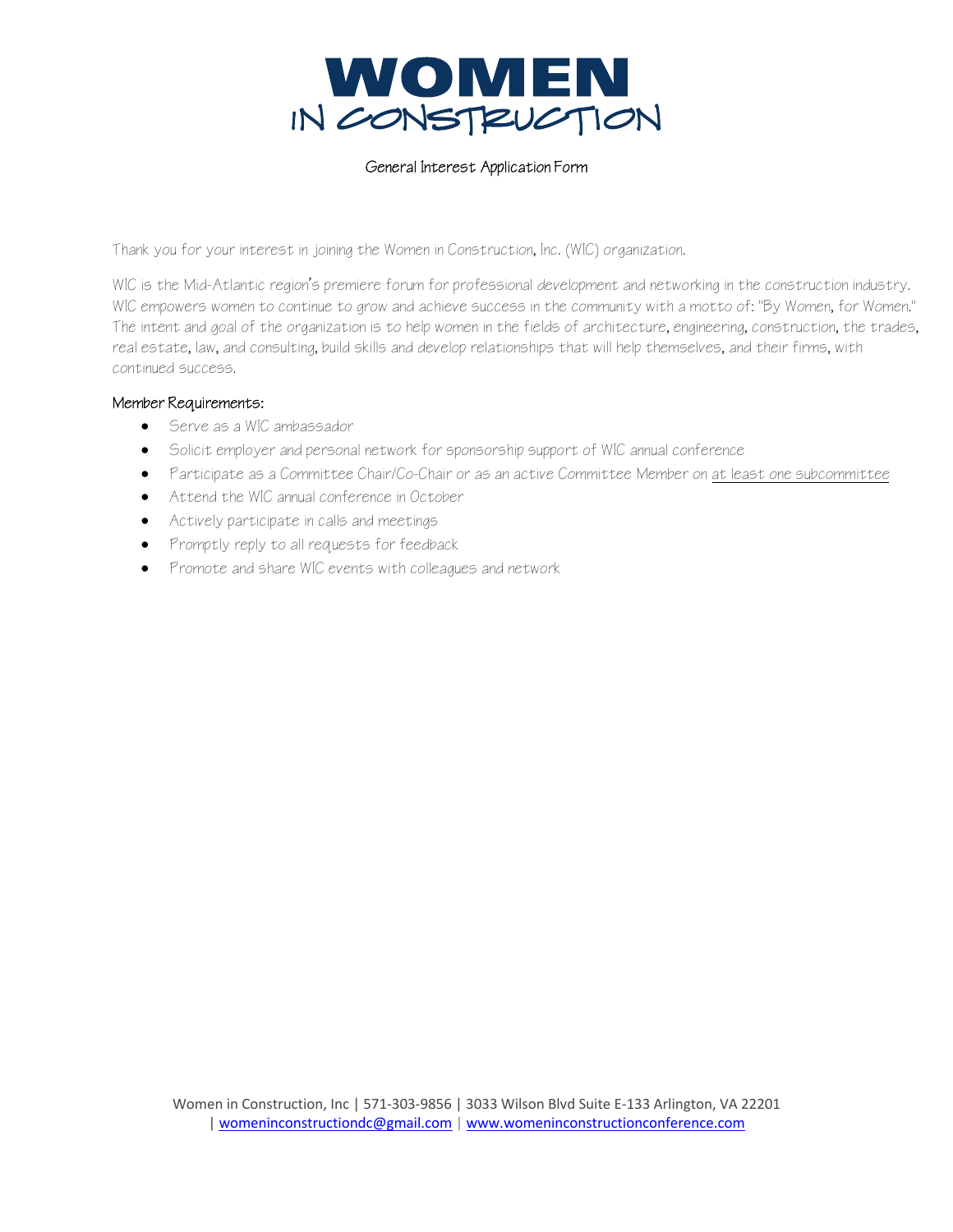# WOMEN IN CONSTRUCTION

## General Interest Application Form

Thank you for your interest in joining the Women in Construction, Inc. (WIC) organization.

WIC is the Mid-Atlantic region's premiere forum for professional development and networking in the construction industry. WIC empowers women to continue to grow and achieve success in the community with a motto of: "By Women, for Women." The intent and goal of the organization is to help women in the fields of architecture, engineering, construction, the trades, real estate, law, and consulting, build skills and develop relationships that will help themselves, and their firms, with continued success.

### Member Requirements:

- Serve as a WIC ambassador
- Solicit employer and personal network for sponsorship support of WIC annual conference
- Participate as a Committee Chair/Co-Chair or as an active Committee Member on at least one subcommittee
- Attend the WIC annual conference in October
- Actively participate in calls and meetings
- Promptly reply to all requests for feedback
- Promote and share WIC events with colleagues and network

Women in Construction, Inc | 571-303-9856 | 3033 Wilson Blvd Suite E-133 Arlington, VA 22201 | womeninconstructiondc@gmail.com | www.womeninconstructionconference.com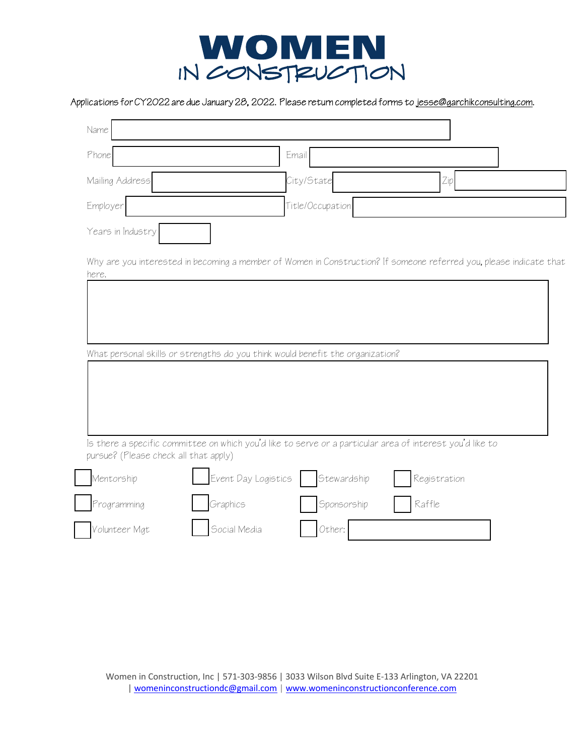# WOMEN
## IN CONSTRUCTION

Applications for CY2022 are due January 28, 2022. Please return completed forms to jesse@garchikconsulting.com.

Name

Phone

Email

Mailing Address

City/State

Zip

Employer

Title/Occupation

Years in Industry

Why are you interested in becoming a member of Women in Construction? If someone referred you, please indicate that here.

What personal skills or strengths do you think would benefit the organization?

Is there a specific committee on which you'd like to serve or a particular area of interest you'd like to pursue? (Please check all that apply)

- [ ] Mentorship
- [ ] Event Day Logistics
- [ ] Stewardship
- [ ] Registration
- [ ] Programming
- [ ] Graphics
- [ ] Sponsorship
- [ ] Raffle
- [ ] Volunteer Mgt
- [ ] Social Media
- [ ] Other:

Women in Construction, Inc | 571-303-9856 | 3033 Wilson Blvd Suite E-133 Arlington, VA 22201 | womeninconstructiondc@gmail.com | www.womeninconstructionconference.com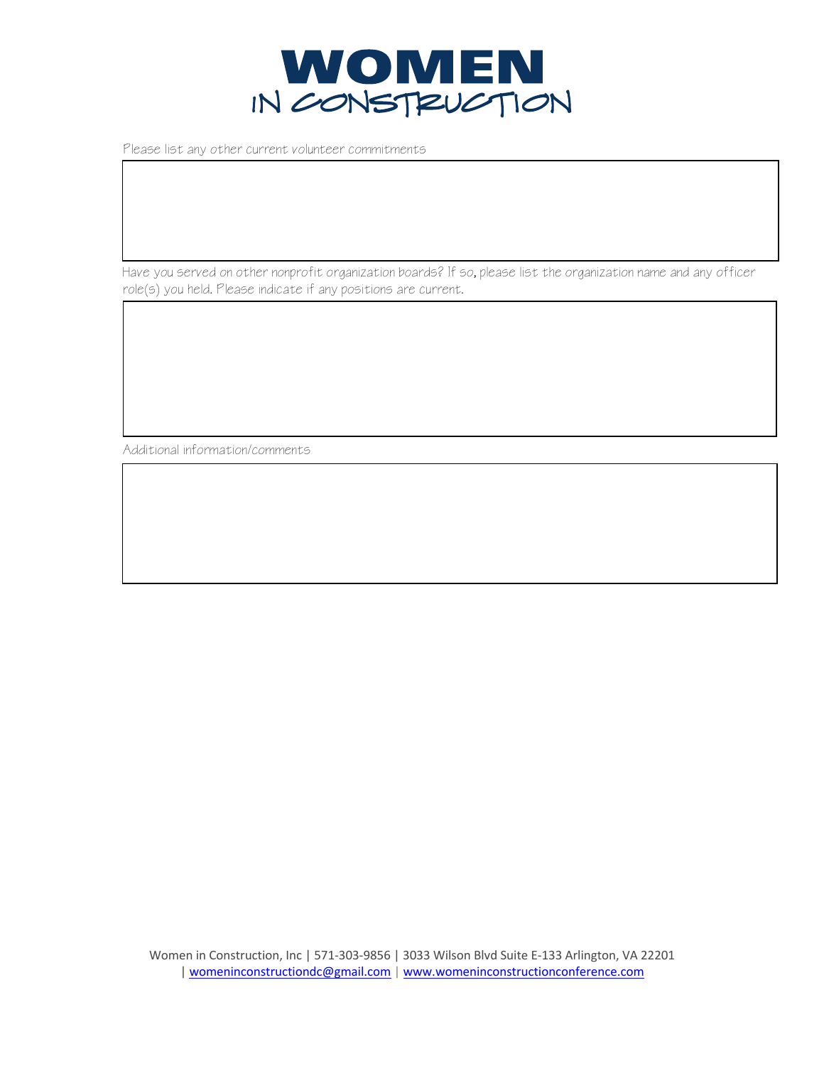# WOMEN IN CONSTRUCTION

Please list any other current volunteer commitments

Have you served on other nonprofit organization boards? If so, please list the organization name and any officer role(s) you held. Please indicate if any positions are current.

Additional information/comments

Women in Construction, Inc | 571-303-9856 | 3033 Wilson Blvd Suite E-133 Arlington, VA 22201 | womeninconstructiondc@gmail.com | www.womeninconstructionconference.com